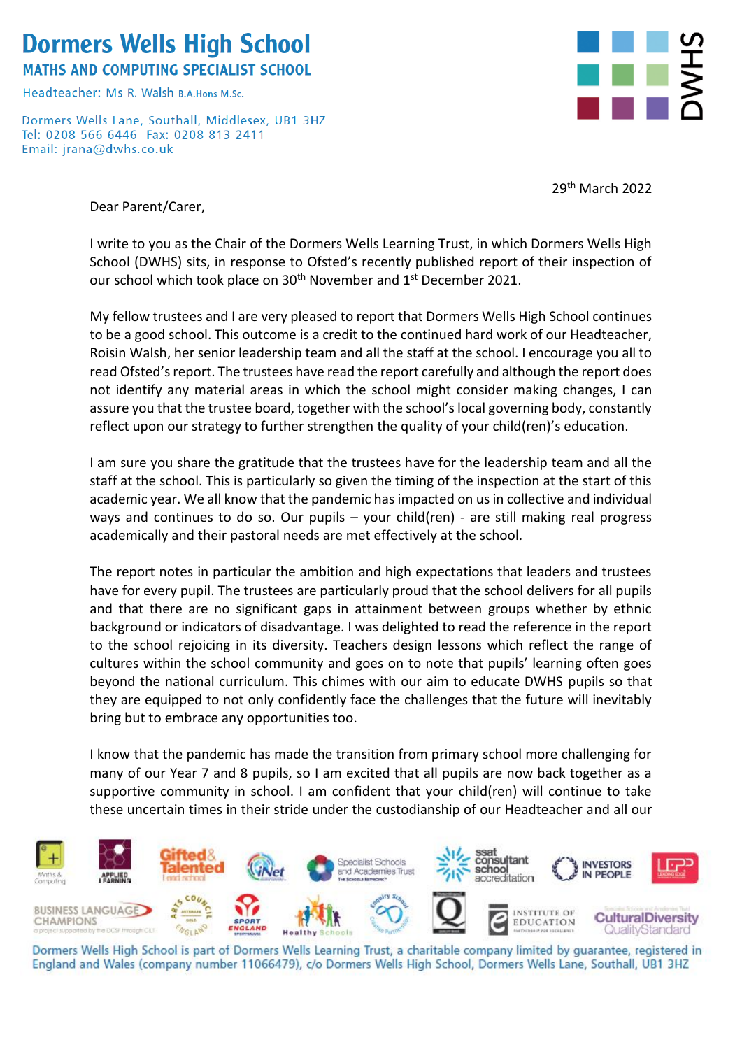# Dormers Wells High School

**MATHS AND COMPUTING SPECIALIST SCHOOL**

Headteacher: Ms R. Walsh B.A.Hons M.Sc.

Dormers Wells Lane, Southall, Middlesex, UB1 3HZ
Tel: 0208 566 6446 Fax: 0208 813 2411
Email: jrana@dwhs.co.uk

29th March 2022

Dear Parent/Carer,

I write to you as the Chair of the Dormers Wells Learning Trust, in which Dormers Wells High School (DWHS) sits, in response to Ofsted's recently published report of their inspection of our school which took place on 30th November and 1st December 2021.

My fellow trustees and I are very pleased to report that Dormers Wells High School continues to be a good school. This outcome is a credit to the continued hard work of our Headteacher, Roisin Walsh, her senior leadership team and all the staff at the school. I encourage you all to read Ofsted's report. The trustees have read the report carefully and although the report does not identify any material areas in which the school might consider making changes, I can assure you that the trustee board, together with the school's local governing body, constantly reflect upon our strategy to further strengthen the quality of your child(ren)'s education.

I am sure you share the gratitude that the trustees have for the leadership team and all the staff at the school. This is particularly so given the timing of the inspection at the start of this academic year. We all know that the pandemic has impacted on us in collective and individual ways and continues to do so. Our pupils – your child(ren) - are still making real progress academically and their pastoral needs are met effectively at the school.

The report notes in particular the ambition and high expectations that leaders and trustees have for every pupil. The trustees are particularly proud that the school delivers for all pupils and that there are no significant gaps in attainment between groups whether by ethnic background or indicators of disadvantage. I was delighted to read the reference in the report to the school rejoicing in its diversity. Teachers design lessons which reflect the range of cultures within the school community and goes on to note that pupils' learning often goes beyond the national curriculum. This chimes with our aim to educate DWHS pupils so that they are equipped to not only confidently face the challenges that the future will inevitably bring but to embrace any opportunities too.

I know that the pandemic has made the transition from primary school more challenging for many of our Year 7 and 8 pupils, so I am excited that all pupils are now back together as a supportive community in school. I am confident that your child(ren) will continue to take these uncertain times in their stride under the custodianship of our Headteacher and all our

Dormers Wells High School is part of Dormers Wells Learning Trust, a charitable company limited by guarantee, registered in England and Wales (company number 11066479), c/o Dormers Wells High School, Dormers Wells Lane, Southall, UB1 3HZ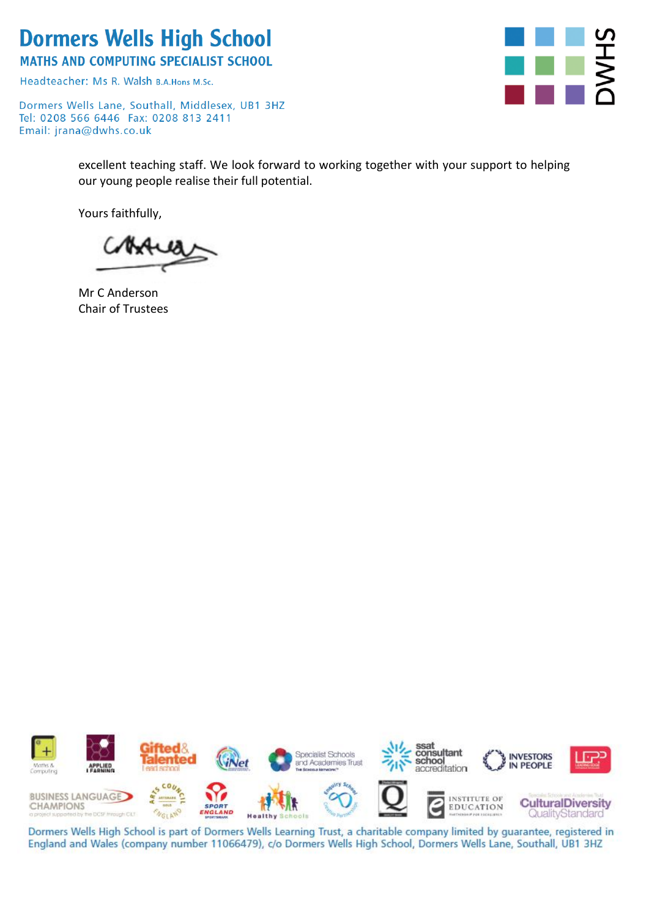# Dormers Wells High School

MATHS AND COMPUTING SPECIALIST SCHOOL

Headteacher: Ms R. Walsh B.A.Hons M.Sc.

Dormers Wells Lane, Southall, Middlesex, UB1 3HZ
Tel: 0208 566 6446 Fax: 0208 813 2411
Email: jrana@dwhs.co.uk

excellent teaching staff. We look forward to working together with your support to helping our young people realise their full potential.

Yours faithfully,

Mr C Anderson
Chair of Trustees

Dormers Wells High School is part of Dormers Wells Learning Trust, a charitable company limited by guarantee, registered in England and Wales (company number 11066479), c/o Dormers Wells High School, Dormers Wells Lane, Southall, UB1 3HZ